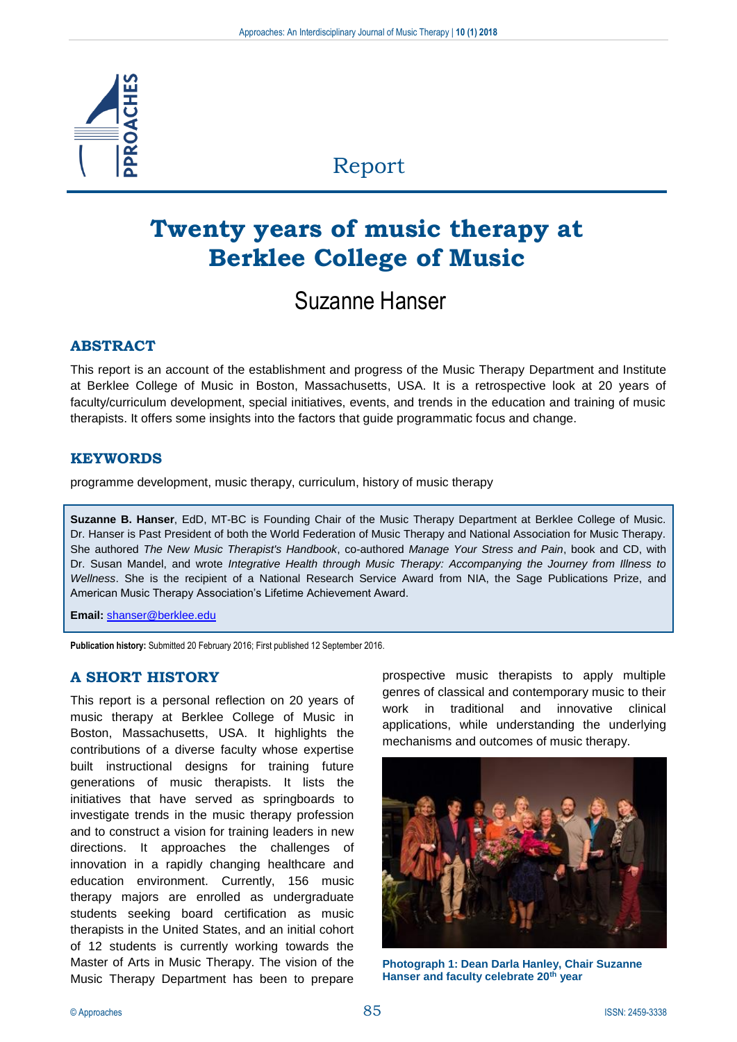Report

# Twenty years of music therapy at Berklee College of Music

Suzanne Hanser

## ABSTRACT

This report is an account of the establishment and progress of the Music Therapy Department and Institute at Berklee College of Music in Boston, Massachusetts, USA. It is a retrospective look at 20 years of faculty/curriculum development, special initiatives, events, and trends in the education and training of music therapists. It offers some insights into the factors that guide programmatic focus and change.

## KEYWORDS

programme development, music therapy, curriculum, history of music therapy

**Suzanne B. Hanser**, EdD, MT-BC is Founding Chair of the Music Therapy Department at Berklee College of Music. Dr. Hanser is Past President of both the World Federation of Music Therapy and National Association for Music Therapy. She authored *The New Music Therapist's Handbook*, co-authored *Manage Your Stress and Pain*, book and CD, with Dr. Susan Mandel, and wrote *Integrative Health through Music Therapy: Accompanying the Journey from Illness to Wellness*. She is the recipient of a National Research Service Award from NIA, the Sage Publications Prize, and American Music Therapy Association's Lifetime Achievement Award.

**Email:** shanser@berklee.edu

**Publication history:** Submitted 20 February 2016; First published 12 September 2016.

## A SHORT HISTORY

This report is a personal reflection on 20 years of music therapy at Berklee College of Music in Boston, Massachusetts, USA. It highlights the contributions of a diverse faculty whose expertise built instructional designs for training future generations of music therapists. It lists the initiatives that have served as springboards to investigate trends in the music therapy profession and to construct a vision for training leaders in new directions. It approaches the challenges of innovation in a rapidly changing healthcare and education environment. Currently, 156 music therapy majors are enrolled as undergraduate students seeking board certification as music therapists in the United States, and an initial cohort of 12 students is currently working towards the Master of Arts in Music Therapy. The vision of the Music Therapy Department has been to prepare prospective music therapists to apply multiple genres of classical and contemporary music to their work in traditional and innovative clinical applications, while understanding the underlying mechanisms and outcomes of music therapy.

**Photograph 1: Dean Darla Hanley, Chair Suzanne Hanser and faculty celebrate 20th year**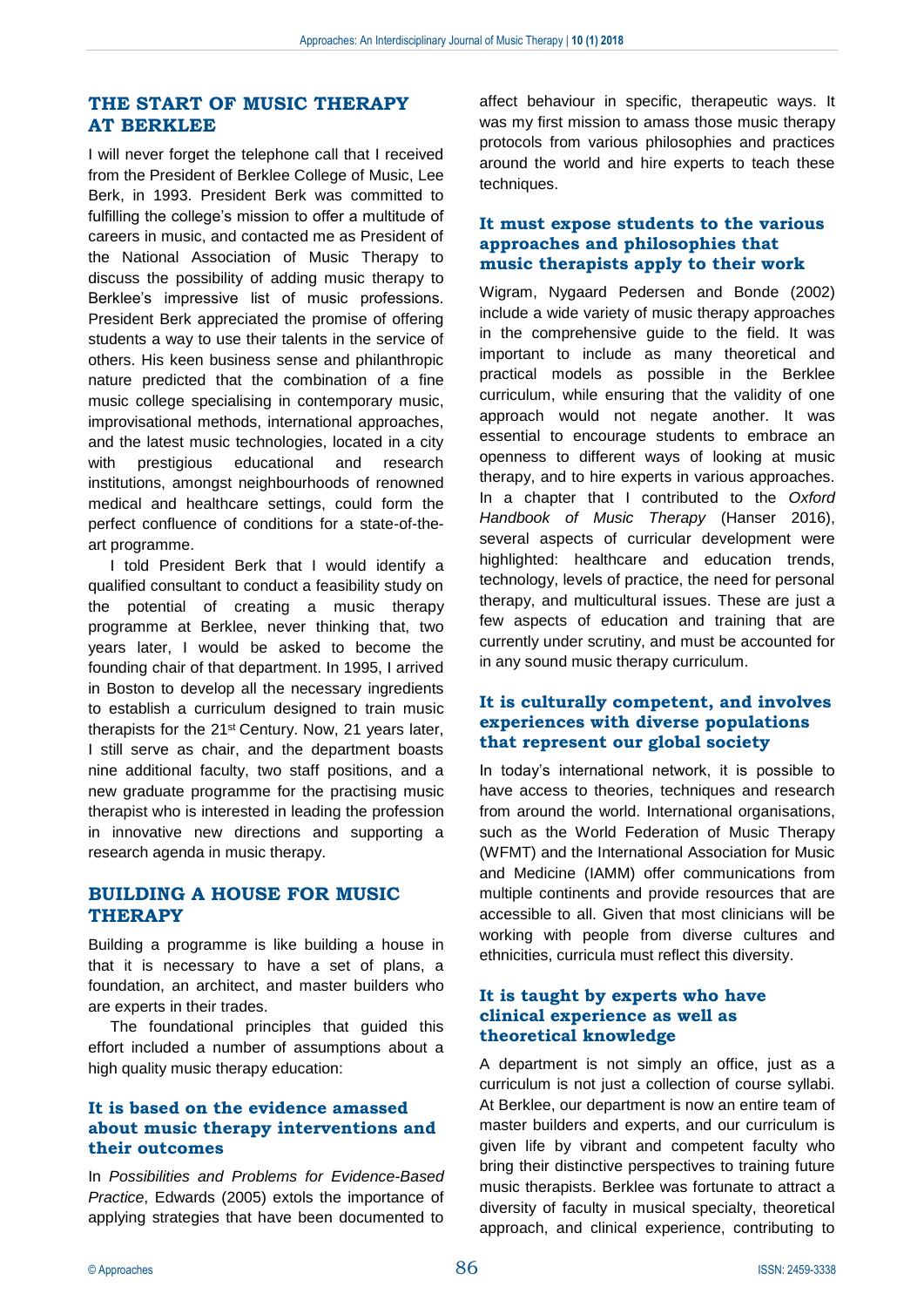## THE START OF MUSIC THERAPY AT BERKLEE

I will never forget the telephone call that I received from the President of Berklee College of Music, Lee Berk, in 1993. President Berk was committed to fulfilling the college's mission to offer a multitude of careers in music, and contacted me as President of the National Association of Music Therapy to discuss the possibility of adding music therapy to Berklee's impressive list of music professions. President Berk appreciated the promise of offering students a way to use their talents in the service of others. His keen business sense and philanthropic nature predicted that the combination of a fine music college specialising in contemporary music, improvisational methods, international approaches, and the latest music technologies, located in a city with prestigious educational and research institutions, amongst neighbourhoods of renowned medical and healthcare settings, could form the perfect confluence of conditions for a state-of-the-art programme.

I told President Berk that I would identify a qualified consultant to conduct a feasibility study on the potential of creating a music therapy programme at Berklee, never thinking that, two years later, I would be asked to become the founding chair of that department. In 1995, I arrived in Boston to develop all the necessary ingredients to establish a curriculum designed to train music therapists for the 21st Century. Now, 21 years later, I still serve as chair, and the department boasts nine additional faculty, two staff positions, and a new graduate programme for the practising music therapist who is interested in leading the profession in innovative new directions and supporting a research agenda in music therapy.

## BUILDING A HOUSE FOR MUSIC THERAPY

Building a programme is like building a house in that it is necessary to have a set of plans, a foundation, an architect, and master builders who are experts in their trades.

The foundational principles that guided this effort included a number of assumptions about a high quality music therapy education:

### It is based on the evidence amassed about music therapy interventions and their outcomes

In *Possibilities and Problems for Evidence-Based Practice*, Edwards (2005) extols the importance of applying strategies that have been documented to affect behaviour in specific, therapeutic ways. It was my first mission to amass those music therapy protocols from various philosophies and practices around the world and hire experts to teach these techniques.

### It must expose students to the various approaches and philosophies that music therapists apply to their work

Wigram, Nygaard Pedersen and Bonde (2002) include a wide variety of music therapy approaches in the comprehensive guide to the field. It was important to include as many theoretical and practical models as possible in the Berklee curriculum, while ensuring that the validity of one approach would not negate another. It was essential to encourage students to embrace an openness to different ways of looking at music therapy, and to hire experts in various approaches. In a chapter that I contributed to the *Oxford Handbook of Music Therapy* (Hanser 2016), several aspects of curricular development were highlighted: healthcare and education trends, technology, levels of practice, the need for personal therapy, and multicultural issues. These are just a few aspects of education and training that are currently under scrutiny, and must be accounted for in any sound music therapy curriculum.

### It is culturally competent, and involves experiences with diverse populations that represent our global society

In today's international network, it is possible to have access to theories, techniques and research from around the world. International organisations, such as the World Federation of Music Therapy (WFMT) and the International Association for Music and Medicine (IAMM) offer communications from multiple continents and provide resources that are accessible to all. Given that most clinicians will be working with people from diverse cultures and ethnicities, curricula must reflect this diversity.

### It is taught by experts who have clinical experience as well as theoretical knowledge

A department is not simply an office, just as a curriculum is not just a collection of course syllabi. At Berklee, our department is now an entire team of master builders and experts, and our curriculum is given life by vibrant and competent faculty who bring their distinctive perspectives to training future music therapists. Berklee was fortunate to attract a diversity of faculty in musical specialty, theoretical approach, and clinical experience, contributing to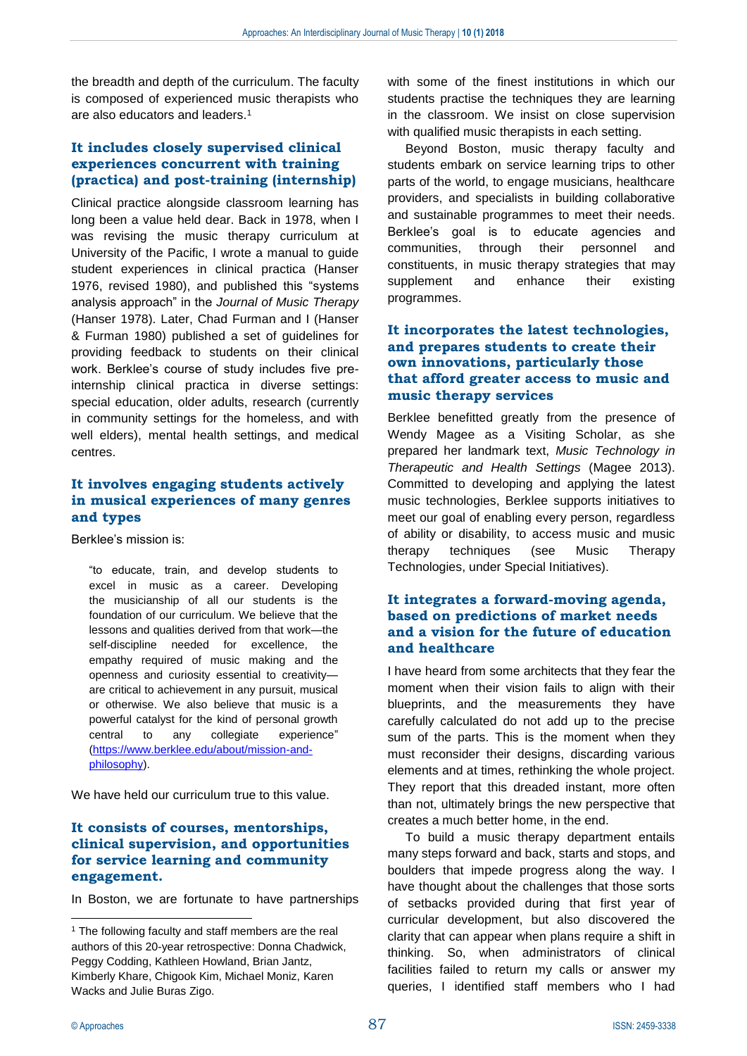the breadth and depth of the curriculum. The faculty is composed of experienced music therapists who are also educators and leaders.[1]

### It includes closely supervised clinical experiences concurrent with training (practica) and post-training (internship)

Clinical practice alongside classroom learning has long been a value held dear. Back in 1978, when I was revising the music therapy curriculum at University of the Pacific, I wrote a manual to guide student experiences in clinical practica (Hanser 1976, revised 1980), and published this "systems analysis approach" in the *Journal of Music Therapy* (Hanser 1978). Later, Chad Furman and I (Hanser & Furman 1980) published a set of guidelines for providing feedback to students on their clinical work. Berklee's course of study includes five pre-internship clinical practica in diverse settings: special education, older adults, research (currently in community settings for the homeless, and with well elders), mental health settings, and medical centres.

### It involves engaging students actively in musical experiences of many genres and types

Berklee's mission is:

> "to educate, train, and develop students to excel in music as a career. Developing the musicianship of all our students is the foundation of our curriculum. We believe that the lessons and qualities derived from that work—the self-discipline needed for excellence, the empathy required of music making and the openness and curiosity essential to creativity—are critical to achievement in any pursuit, musical or otherwise. We also believe that music is a powerful catalyst for the kind of personal growth central to any collegiate experience" (https://www.berklee.edu/about/mission-and-philosophy).

We have held our curriculum true to this value.

### It consists of courses, mentorships, clinical supervision, and opportunities for service learning and community engagement.

In Boston, we are fortunate to have partnerships with some of the finest institutions in which our students practise the techniques they are learning in the classroom. We insist on close supervision with qualified music therapists in each setting.

Beyond Boston, music therapy faculty and students embark on service learning trips to other parts of the world, to engage musicians, healthcare providers, and specialists in building collaborative and sustainable programmes to meet their needs. Berklee's goal is to educate agencies and communities, through their personnel and constituents, in music therapy strategies that may supplement and enhance their existing programmes.

### It incorporates the latest technologies, and prepares students to create their own innovations, particularly those that afford greater access to music and music therapy services

Berklee benefitted greatly from the presence of Wendy Magee as a Visiting Scholar, as she prepared her landmark text, *Music Technology in Therapeutic and Health Settings* (Magee 2013). Committed to developing and applying the latest music technologies, Berklee supports initiatives to meet our goal of enabling every person, regardless of ability or disability, to access music and music therapy techniques (see Music Therapy Technologies, under Special Initiatives).

### It integrates a forward-moving agenda, based on predictions of market needs and a vision for the future of education and healthcare

I have heard from some architects that they fear the moment when their vision fails to align with their blueprints, and the measurements they have carefully calculated do not add up to the precise sum of the parts. This is the moment when they must reconsider their designs, discarding various elements and at times, rethinking the whole project. They report that this dreaded instant, more often than not, ultimately brings the new perspective that creates a much better home, in the end.

To build a music therapy department entails many steps forward and back, starts and stops, and boulders that impede progress along the way. I have thought about the challenges that those sorts of setbacks provided during that first year of curricular development, but also discovered the clarity that can appear when plans require a shift in thinking. So, when administrators of clinical facilities failed to return my calls or answer my queries, I identified staff members who I had

[1] The following faculty and staff members are the real authors of this 20-year retrospective: Donna Chadwick, Peggy Codding, Kathleen Howland, Brian Jantz, Kimberly Khare, Chigook Kim, Michael Moniz, Karen Wacks and Julie Buras Zigo.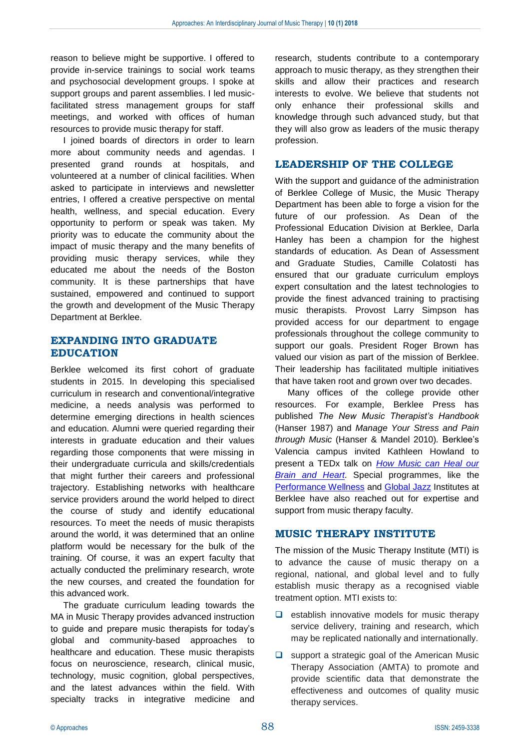reason to believe might be supportive. I offered to provide in-service trainings to social work teams and psychosocial development groups. I spoke at support groups and parent assemblies. I led music-facilitated stress management groups for staff meetings, and worked with offices of human resources to provide music therapy for staff.

I joined boards of directors in order to learn more about community needs and agendas. I presented grand rounds at hospitals, and volunteered at a number of clinical facilities. When asked to participate in interviews and newsletter entries, I offered a creative perspective on mental health, wellness, and special education. Every opportunity to perform or speak was taken. My priority was to educate the community about the impact of music therapy and the many benefits of providing music therapy services, while they educated me about the needs of the Boston community. It is these partnerships that have sustained, empowered and continued to support the growth and development of the Music Therapy Department at Berklee.

## EXPANDING INTO GRADUATE EDUCATION

Berklee welcomed its first cohort of graduate students in 2015. In developing this specialised curriculum in research and conventional/integrative medicine, a needs analysis was performed to determine emerging directions in health sciences and education. Alumni were queried regarding their interests in graduate education and their values regarding those components that were missing in their undergraduate curricula and skills/credentials that might further their careers and professional trajectory. Establishing networks with healthcare service providers around the world helped to direct the course of study and identify educational resources. To meet the needs of music therapists around the world, it was determined that an online platform would be necessary for the bulk of the training. Of course, it was an expert faculty that actually conducted the preliminary research, wrote the new courses, and created the foundation for this advanced work.

The graduate curriculum leading towards the MA in Music Therapy provides advanced instruction to guide and prepare music therapists for today's global and community-based approaches to healthcare and education. These music therapists focus on neuroscience, research, clinical music, technology, music cognition, global perspectives, and the latest advances within the field. With specialty tracks in integrative medicine and research, students contribute to a contemporary approach to music therapy, as they strengthen their skills and allow their practices and research interests to evolve. We believe that students not only enhance their professional skills and knowledge through such advanced study, but that they will also grow as leaders of the music therapy profession.

## LEADERSHIP OF THE COLLEGE

With the support and guidance of the administration of Berklee College of Music, the Music Therapy Department has been able to forge a vision for the future of our profession. As Dean of the Professional Education Division at Berklee, Darla Hanley has been a champion for the highest standards of education. As Dean of Assessment and Graduate Studies, Camille Colatosti has ensured that our graduate curriculum employs expert consultation and the latest technologies to provide the finest advanced training to practising music therapists. Provost Larry Simpson has provided access for our department to engage professionals throughout the college community to support our goals. President Roger Brown has valued our vision as part of the mission of Berklee. Their leadership has facilitated multiple initiatives that have taken root and grown over two decades.

Many offices of the college provide other resources. For example, Berklee Press has published *The New Music Therapist's Handbook* (Hanser 1987) and *Manage Your Stress and Pain through Music* (Hanser & Mandel 2010). Berklee's Valencia campus invited Kathleen Howland to present a TEDx talk on *How Music can Heal our Brain and Heart*. Special programmes, like the Performance Wellness and Global Jazz Institutes at Berklee have also reached out for expertise and support from music therapy faculty.

## MUSIC THERAPY INSTITUTE

The mission of the Music Therapy Institute (MTI) is to advance the cause of music therapy on a regional, national, and global level and to fully establish music therapy as a recognised viable treatment option. MTI exists to:

- establish innovative models for music therapy service delivery, training and research, which may be replicated nationally and internationally.
- support a strategic goal of the American Music Therapy Association (AMTA) to promote and provide scientific data that demonstrate the effectiveness and outcomes of quality music therapy services.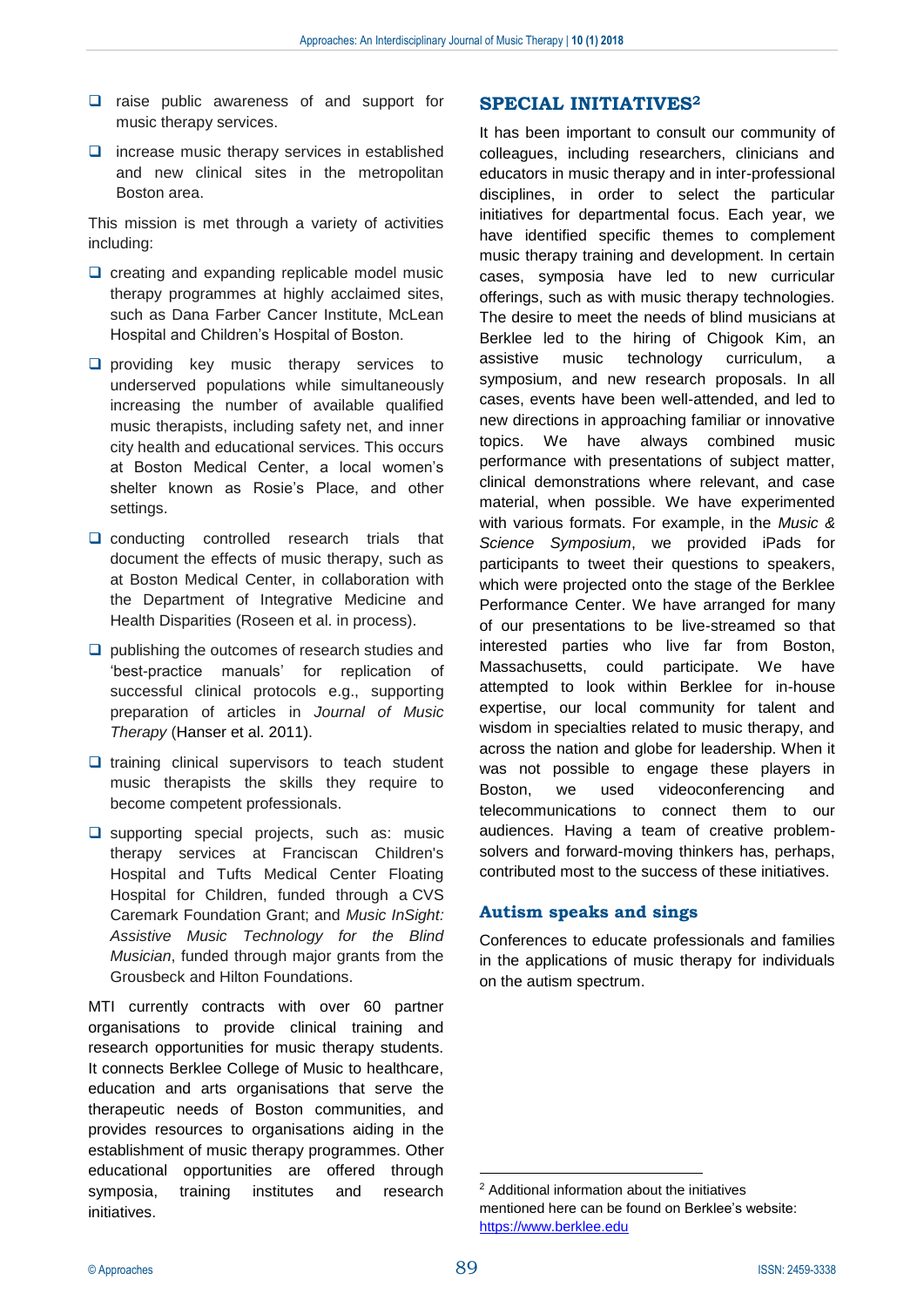- raise public awareness of and support for music therapy services.
- increase music therapy services in established and new clinical sites in the metropolitan Boston area.

This mission is met through a variety of activities including:

- creating and expanding replicable model music therapy programmes at highly acclaimed sites, such as Dana Farber Cancer Institute, McLean Hospital and Children's Hospital of Boston.
- providing key music therapy services to underserved populations while simultaneously increasing the number of available qualified music therapists, including safety net, and inner city health and educational services. This occurs at Boston Medical Center, a local women's shelter known as Rosie's Place, and other settings.
- conducting controlled research trials that document the effects of music therapy, such as at Boston Medical Center, in collaboration with the Department of Integrative Medicine and Health Disparities (Roseen et al. in process).
- publishing the outcomes of research studies and 'best-practice manuals' for replication of successful clinical protocols e.g., supporting preparation of articles in *Journal of Music Therapy* (Hanser et al. 2011).
- training clinical supervisors to teach student music therapists the skills they require to become competent professionals.
- supporting special projects, such as: music therapy services at Franciscan Children's Hospital and Tufts Medical Center Floating Hospital for Children, funded through a CVS Caremark Foundation Grant; and *Music InSight: Assistive Music Technology for the Blind Musician*, funded through major grants from the Grousbeck and Hilton Foundations.

MTI currently contracts with over 60 partner organisations to provide clinical training and research opportunities for music therapy students. It connects Berklee College of Music to healthcare, education and arts organisations that serve the therapeutic needs of Boston communities, and provides resources to organisations aiding in the establishment of music therapy programmes. Other educational opportunities are offered through symposia, training institutes and research initiatives.

## SPECIAL INITIATIVES[2]

It has been important to consult our community of colleagues, including researchers, clinicians and educators in music therapy and in inter-professional disciplines, in order to select the particular initiatives for departmental focus. Each year, we have identified specific themes to complement music therapy training and development. In certain cases, symposia have led to new curricular offerings, such as with music therapy technologies. The desire to meet the needs of blind musicians at Berklee led to the hiring of Chigook Kim, an assistive music technology curriculum, a symposium, and new research proposals. In all cases, events have been well-attended, and led to new directions in approaching familiar or innovative topics. We have always combined music performance with presentations of subject matter, clinical demonstrations where relevant, and case material, when possible. We have experimented with various formats. For example, in the *Music & Science Symposium*, we provided iPads for participants to tweet their questions to speakers, which were projected onto the stage of the Berklee Performance Center. We have arranged for many of our presentations to be live-streamed so that interested parties who live far from Boston, Massachusetts, could participate. We have attempted to look within Berklee for in-house expertise, our local community for talent and wisdom in specialties related to music therapy, and across the nation and globe for leadership. When it was not possible to engage these players in Boston, we used videoconferencing and telecommunications to connect them to our audiences. Having a team of creative problem-solvers and forward-moving thinkers has, perhaps, contributed most to the success of these initiatives.

### Autism speaks and sings

Conferences to educate professionals and families in the applications of music therapy for individuals on the autism spectrum.

---

[2] Additional information about the initiatives mentioned here can be found on Berklee's website: https://www.berklee.edu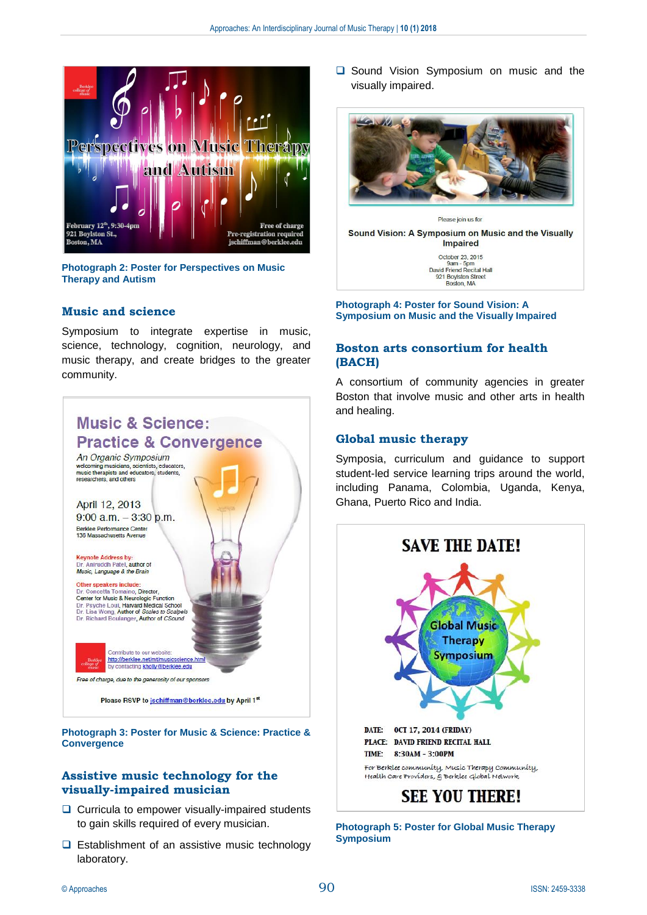Photograph 2: Poster for Perspectives on Music Therapy and Autism

## Music and science

Symposium to integrate expertise in music, science, technology, cognition, neurology, and music therapy, and create bridges to the greater community.

Photograph 3: Poster for Music & Science: Practice & Convergence

## Assistive music technology for the visually-impaired musician

- Curricula to empower visually-impaired students to gain skills required of every musician.
- Establishment of an assistive music technology laboratory.
- Sound Vision Symposium on music and the visually impaired.

Photograph 4: Poster for Sound Vision: A Symposium on Music and the Visually Impaired

## Boston arts consortium for health (BACH)

A consortium of community agencies in greater Boston that involve music and other arts in health and healing.

## Global music therapy

Symposia, curriculum and guidance to support student-led service learning trips around the world, including Panama, Colombia, Uganda, Kenya, Ghana, Puerto Rico and India.

Photograph 5: Poster for Global Music Therapy Symposium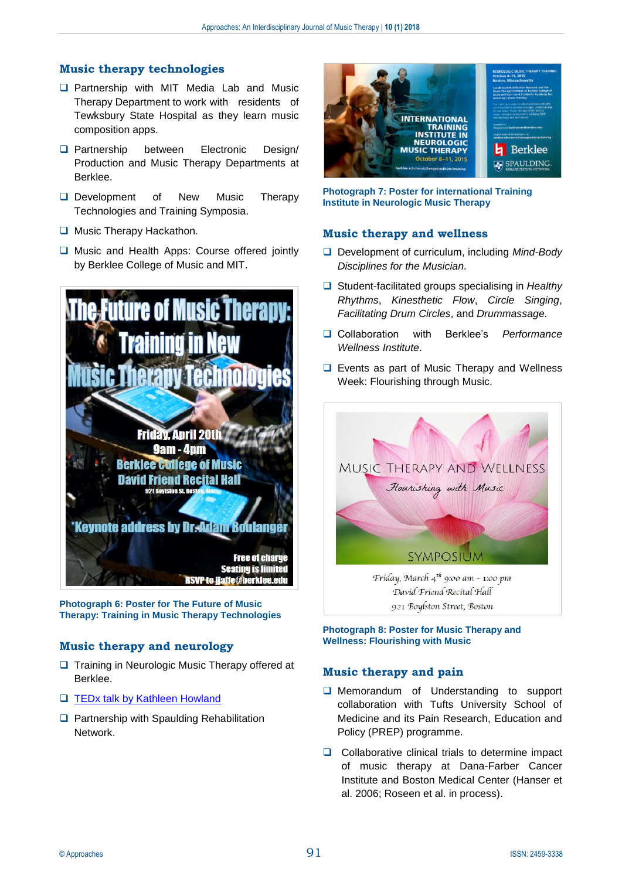## Music therapy technologies

- Partnership with MIT Media Lab and Music Therapy Department to work with residents of Tewksbury State Hospital as they learn music composition apps.
- Partnership between Electronic Design/ Production and Music Therapy Departments at Berklee.
- Development of New Music Therapy Technologies and Training Symposia.
- Music Therapy Hackathon.
- Music and Health Apps: Course offered jointly by Berklee College of Music and MIT.

**Photograph 6: Poster for The Future of Music Therapy: Training in Music Therapy Technologies**

## Music therapy and neurology

- Training in Neurologic Music Therapy offered at Berklee.
- TEDx talk by Kathleen Howland
- Partnership with Spaulding Rehabilitation Network.

**Photograph 7: Poster for international Training Institute in Neurologic Music Therapy**

## Music therapy and wellness

- Development of curriculum, including *Mind-Body Disciplines for the Musician.*
- Student-facilitated groups specialising in *Healthy Rhythms*, *Kinesthetic Flow*, *Circle Singing*, *Facilitating Drum Circles*, and *Drummassage.*
- Collaboration with Berklee's *Performance Wellness Institute*.
- Events as part of Music Therapy and Wellness Week: Flourishing through Music.

**Photograph 8: Poster for Music Therapy and Wellness: Flourishing with Music**

## Music therapy and pain

- Memorandum of Understanding to support collaboration with Tufts University School of Medicine and its Pain Research, Education and Policy (PREP) programme.
- Collaborative clinical trials to determine impact of music therapy at Dana-Farber Cancer Institute and Boston Medical Center (Hanser et al. 2006; Roseen et al. in process).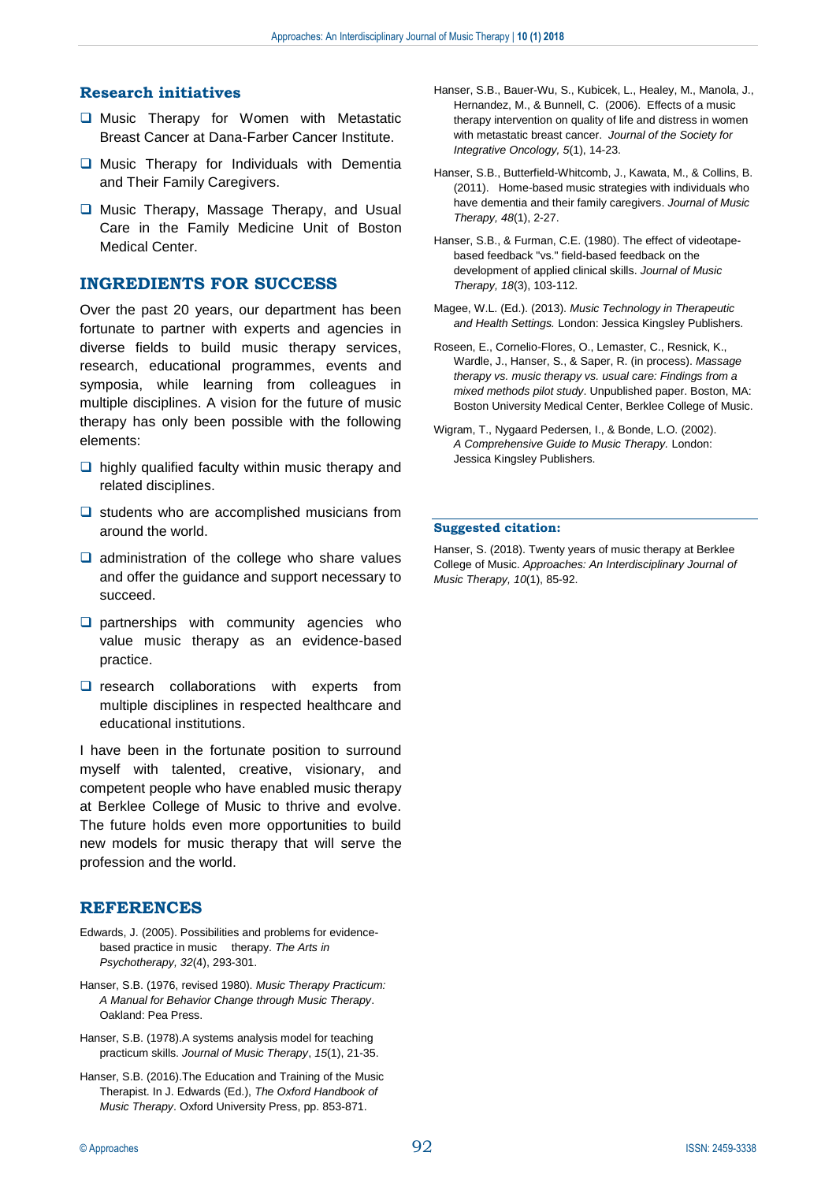### Research initiatives

- Music Therapy for Women with Metastatic Breast Cancer at Dana-Farber Cancer Institute.
- Music Therapy for Individuals with Dementia and Their Family Caregivers.
- Music Therapy, Massage Therapy, and Usual Care in the Family Medicine Unit of Boston Medical Center.

## INGREDIENTS FOR SUCCESS

Over the past 20 years, our department has been fortunate to partner with experts and agencies in diverse fields to build music therapy services, research, educational programmes, events and symposia, while learning from colleagues in multiple disciplines. A vision for the future of music therapy has only been possible with the following elements:

- highly qualified faculty within music therapy and related disciplines.
- students who are accomplished musicians from around the world.
- administration of the college who share values and offer the guidance and support necessary to succeed.
- partnerships with community agencies who value music therapy as an evidence-based practice.
- research collaborations with experts from multiple disciplines in respected healthcare and educational institutions.

I have been in the fortunate position to surround myself with talented, creative, visionary, and competent people who have enabled music therapy at Berklee College of Music to thrive and evolve. The future holds even more opportunities to build new models for music therapy that will serve the profession and the world.

## REFERENCES

Edwards, J. (2005). Possibilities and problems for evidence-based practice in music therapy. *The Arts in Psychotherapy, 32*(4), 293-301.

Hanser, S.B. (1976, revised 1980). *Music Therapy Practicum: A Manual for Behavior Change through Music Therapy*. Oakland: Pea Press.

Hanser, S.B. (1978).A systems analysis model for teaching practicum skills. *Journal of Music Therapy*, *15*(1), 21-35.

Hanser, S.B. (2016).The Education and Training of the Music Therapist. In J. Edwards (Ed.), *The Oxford Handbook of Music Therapy*. Oxford University Press, pp. 853-871.

Hanser, S.B., Bauer-Wu, S., Kubicek, L., Healey, M., Manola, J., Hernandez, M., & Bunnell, C. (2006). Effects of a music therapy intervention on quality of life and distress in women with metastatic breast cancer. *Journal of the Society for Integrative Oncology, 5*(1), 14-23.

Hanser, S.B., Butterfield-Whitcomb, J., Kawata, M., & Collins, B. (2011). Home-based music strategies with individuals who have dementia and their family caregivers. *Journal of Music Therapy, 48*(1), 2-27.

Hanser, S.B., & Furman, C.E. (1980). The effect of videotape-based feedback "vs." field-based feedback on the development of applied clinical skills. *Journal of Music Therapy, 18*(3), 103-112.

Magee, W.L. (Ed.). (2013). *Music Technology in Therapeutic and Health Settings.* London: Jessica Kingsley Publishers.

Roseen, E., Cornelio-Flores, O., Lemaster, C., Resnick, K., Wardle, J., Hanser, S., & Saper, R. (in process). *Massage therapy vs. music therapy vs. usual care: Findings from a mixed methods pilot study*. Unpublished paper. Boston, MA: Boston University Medical Center, Berklee College of Music.

Wigram, T., Nygaard Pedersen, I., & Bonde, L.O. (2002). *A Comprehensive Guide to Music Therapy.* London: Jessica Kingsley Publishers.

**Suggested citation:**

Hanser, S. (2018). Twenty years of music therapy at Berklee College of Music. *Approaches: An Interdisciplinary Journal of Music Therapy, 10*(1), 85-92.